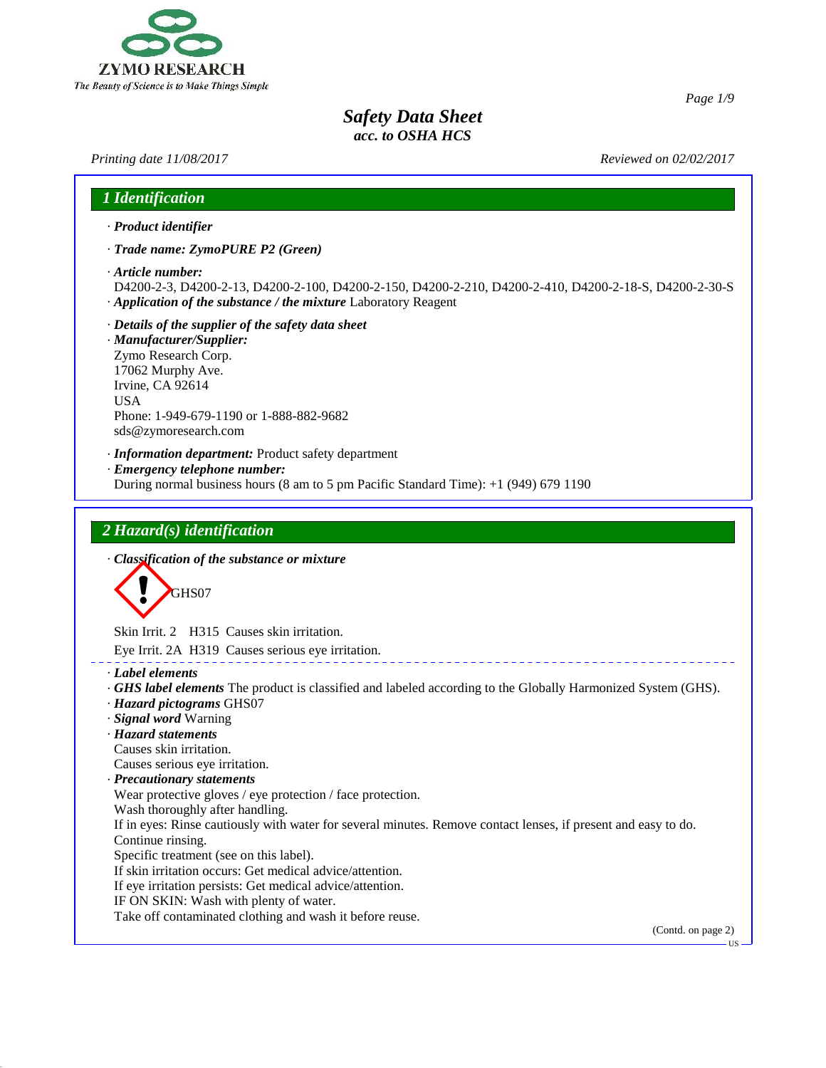# Safety Data Sheet
*acc. to OSHA HCS*

*Printing date 11/08/2017* *Reviewed on 02/02/2017*

## 1 Identification

· ***Product identifier***

· ***Trade name: ZymoPURE P2 (Green)***

· ***Article number:***
D4200-2-3, D4200-2-13, D4200-2-100, D4200-2-150, D4200-2-210, D4200-2-410, D4200-2-18-S, D4200-2-30-S

· ***Application of the substance / the mixture*** Laboratory Reagent

· ***Details of the supplier of the safety data sheet***

· ***Manufacturer/Supplier:***
Zymo Research Corp.
17062 Murphy Ave.
Irvine, CA 92614
USA
Phone: 1-949-679-1190 or 1-888-882-9682
sds@zymoresearch.com

· ***Information department:*** Product safety department

· ***Emergency telephone number:***
During normal business hours (8 am to 5 pm Pacific Standard Time): +1 (949) 679 1190

## 2 Hazard(s) identification

· ***Classification of the substance or mixture***

GHS07

Skin Irrit. 2 H315 Causes skin irritation.

Eye Irrit. 2A H319 Causes serious eye irritation.

· ***Label elements***

· ***GHS label elements*** The product is classified and labeled according to the Globally Harmonized System (GHS).

· ***Hazard pictograms*** GHS07

· ***Signal word*** Warning

· ***Hazard statements***
Causes skin irritation.
Causes serious eye irritation.

· ***Precautionary statements***
Wear protective gloves / eye protection / face protection.
Wash thoroughly after handling.
If in eyes: Rinse cautiously with water for several minutes. Remove contact lenses, if present and easy to do. Continue rinsing.
Specific treatment (see on this label).
If skin irritation occurs: Get medical advice/attention.
If eye irritation persists: Get medical advice/attention.
IF ON SKIN: Wash with plenty of water.
Take off contaminated clothing and wash it before reuse.

(Contd. on page 2)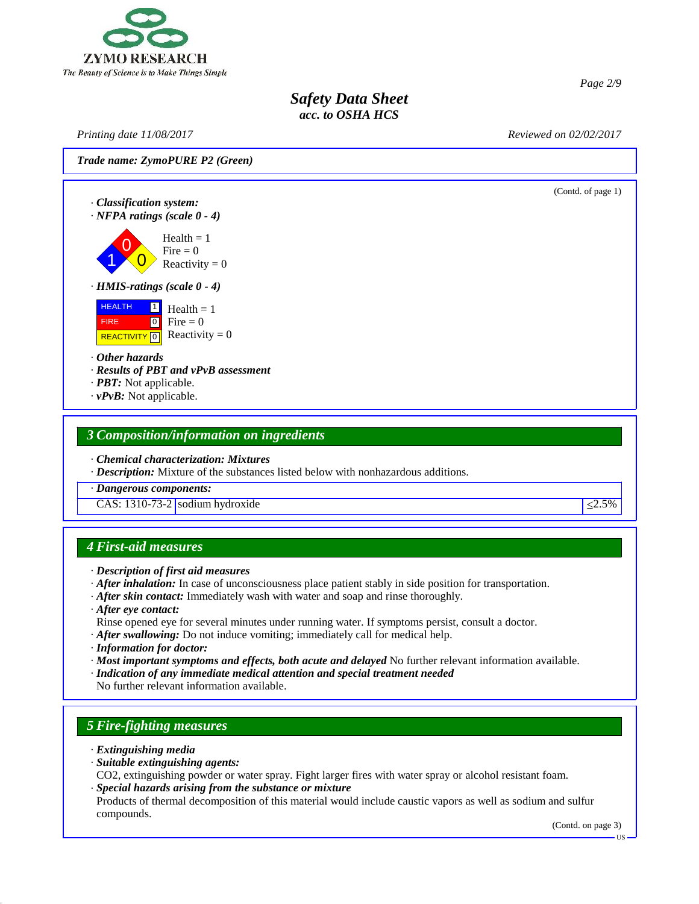*Trade name: ZymoPURE P2 (Green)*

(Contd. of page 1)

· ***Classification system:***
· ***NFPA ratings (scale 0 - 4)***

Health = 1
Fire = 0
Reactivity = 0

· ***HMIS-ratings (scale 0 - 4)***

| | | |
|---|---|---|
| HEALTH | 1 | Health = 1 |
| FIRE | 0 | Fire = 0 |
| REACTIVITY | 0 | Reactivity = 0 |

· ***Other hazards***
· ***Results of PBT and vPvB assessment***
· ***PBT:*** Not applicable.
· ***vPvB:*** Not applicable.

## *3 Composition/information on ingredients*

· ***Chemical characterization: Mixtures***
· ***Description:*** Mixture of the substances listed below with nonhazardous additions.

· ***Dangerous components:***

| | | |
|---|---|---|
| CAS: 1310-73-2 | sodium hydroxide | ≤2.5% |

## *4 First-aid measures*

· ***Description of first aid measures***
· ***After inhalation:*** In case of unconsciousness place patient stably in side position for transportation.
· ***After skin contact:*** Immediately wash with water and soap and rinse thoroughly.
· ***After eye contact:***
Rinse opened eye for several minutes under running water. If symptoms persist, consult a doctor.
· ***After swallowing:*** Do not induce vomiting; immediately call for medical help.
· ***Information for doctor:***
· ***Most important symptoms and effects, both acute and delayed*** No further relevant information available.
· ***Indication of any immediate medical attention and special treatment needed***
No further relevant information available.

## *5 Fire-fighting measures*

· ***Extinguishing media***
· ***Suitable extinguishing agents:***
CO2, extinguishing powder or water spray. Fight larger fires with water spray or alcohol resistant foam.
· ***Special hazards arising from the substance or mixture***
Products of thermal decomposition of this material would include caustic vapors as well as sodium and sulfur compounds.

(Contd. on page 3)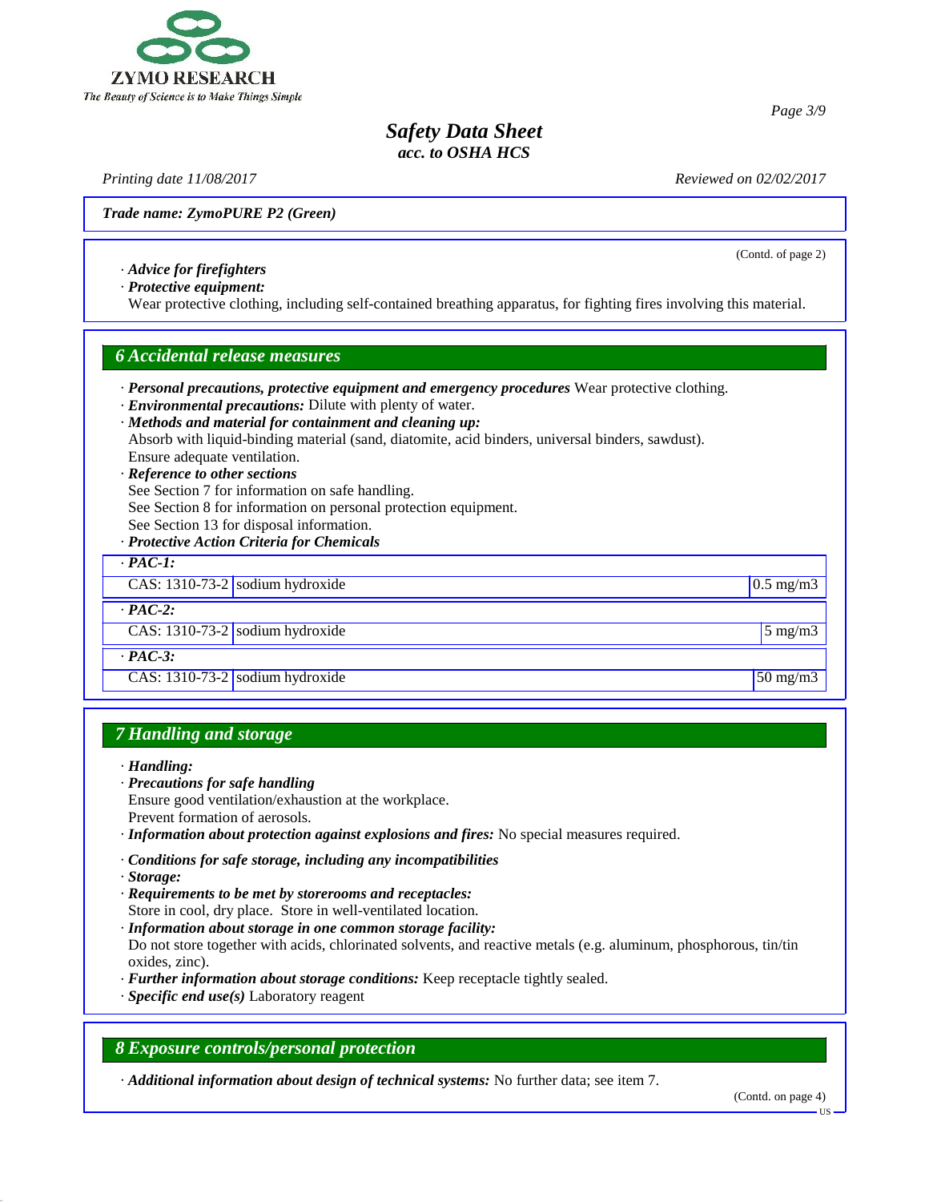*Trade name: ZymoPURE P2 (Green)*

(Contd. of page 2)

· ***Advice for firefighters***
· ***Protective equipment:***
Wear protective clothing, including self-contained breathing apparatus, for fighting fires involving this material.

## 6 Accidental release measures

· ***Personal precautions, protective equipment and emergency procedures*** Wear protective clothing.
· ***Environmental precautions:*** Dilute with plenty of water.
· ***Methods and material for containment and cleaning up:***
Absorb with liquid-binding material (sand, diatomite, acid binders, universal binders, sawdust).
Ensure adequate ventilation.
· ***Reference to other sections***
See Section 7 for information on safe handling.
See Section 8 for information on personal protection equipment.
See Section 13 for disposal information.
· ***Protective Action Criteria for Chemicals***

| · ***PAC-1:*** | | |
|---|---|---|
| CAS: 1310-73-2 | sodium hydroxide | 0.5 mg/m3 |
| · ***PAC-2:*** | | |
| CAS: 1310-73-2 | sodium hydroxide | 5 mg/m3 |
| · ***PAC-3:*** | | |
| CAS: 1310-73-2 | sodium hydroxide | 50 mg/m3 |

## 7 Handling and storage

· ***Handling:***
· ***Precautions for safe handling***
Ensure good ventilation/exhaustion at the workplace.
Prevent formation of aerosols.
· ***Information about protection against explosions and fires:*** No special measures required.

· ***Conditions for safe storage, including any incompatibilities***
· ***Storage:***
· ***Requirements to be met by storerooms and receptacles:***
Store in cool, dry place. Store in well-ventilated location.
· ***Information about storage in one common storage facility:***
Do not store together with acids, chlorinated solvents, and reactive metals (e.g. aluminum, phosphorous, tin/tin oxides, zinc).
· ***Further information about storage conditions:*** Keep receptacle tightly sealed.
· ***Specific end use(s)*** Laboratory reagent

## 8 Exposure controls/personal protection

· ***Additional information about design of technical systems:*** No further data; see item 7.

(Contd. on page 4)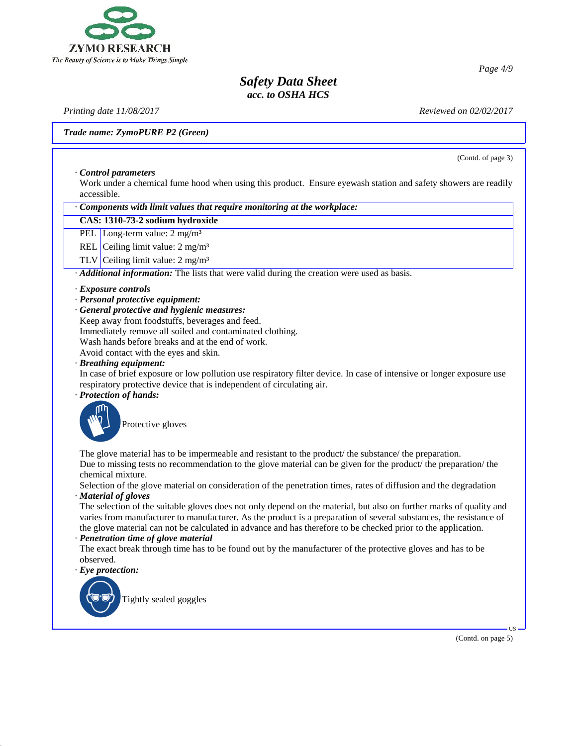(Contd. of page 3)

· **_Control parameters_**
Work under a chemical fume hood when using this product. Ensure eyewash station and safety showers are readily accessible.

· **_Components with limit values that require monitoring at the workplace:_**

| **CAS: 1310-73-2 sodium hydroxide** | |
|---|---|
| PEL | Long-term value: 2 mg/m³ |
| REL | Ceiling limit value: 2 mg/m³ |
| TLV | Ceiling limit value: 2 mg/m³ |

· **_Additional information:_** The lists that were valid during the creation were used as basis.

· **_Exposure controls_**
· **_Personal protective equipment:_**
· **_General protective and hygienic measures:_**
Keep away from foodstuffs, beverages and feed.
Immediately remove all soiled and contaminated clothing.
Wash hands before breaks and at the end of work.
Avoid contact with the eyes and skin.
· **_Breathing equipment:_**
In case of brief exposure or low pollution use respiratory filter device. In case of intensive or longer exposure use respiratory protective device that is independent of circulating air.
· **_Protection of hands:_**

Protective gloves

The glove material has to be impermeable and resistant to the product/ the substance/ the preparation.
Due to missing tests no recommendation to the glove material can be given for the product/ the preparation/ the chemical mixture.
Selection of the glove material on consideration of the penetration times, rates of diffusion and the degradation
· **_Material of gloves_**
The selection of the suitable gloves does not only depend on the material, but also on further marks of quality and varies from manufacturer to manufacturer. As the product is a preparation of several substances, the resistance of the glove material can not be calculated in advance and has therefore to be checked prior to the application.
· **_Penetration time of glove material_**
The exact break through time has to be found out by the manufacturer of the protective gloves and has to be observed.
· **_Eye protection:_**

Tightly sealed goggles

(Contd. on page 5)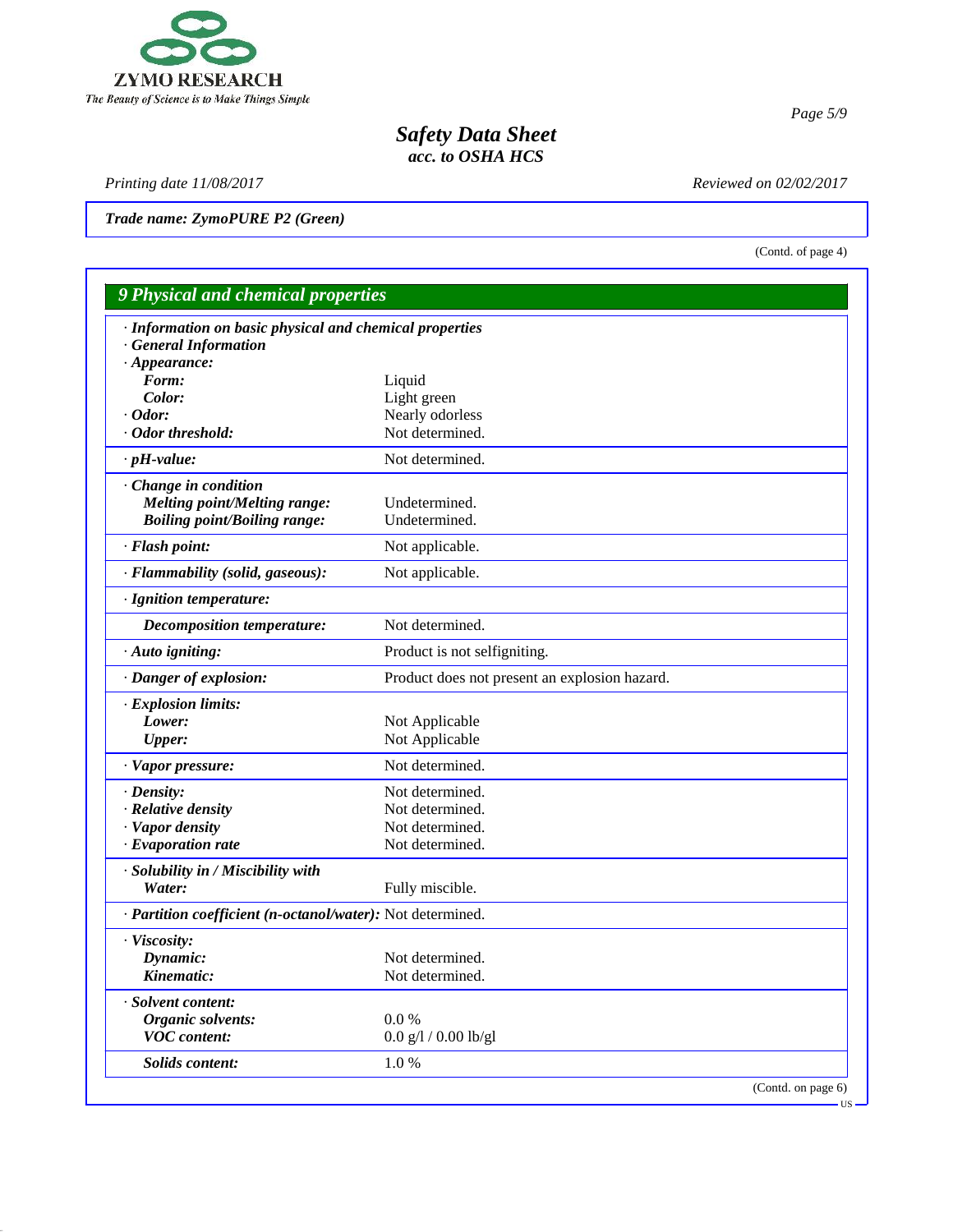*Trade name: ZymoPURE P2 (Green)*

(Contd. of page 4)

## 9 Physical and chemical properties

**· Information on basic physical and chemical properties**
**· General Information**
**· Appearance:**

| | |
|---|---|
| **Form:** | Liquid |
| **Color:** | Light green |
| **· Odor:** | Nearly odorless |
| **· Odor threshold:** | Not determined. |
| **· pH-value:** | Not determined. |
| **· Change in condition** | |
| **Melting point/Melting range:** | Undetermined. |
| **Boiling point/Boiling range:** | Undetermined. |
| **· Flash point:** | Not applicable. |
| **· Flammability (solid, gaseous):** | Not applicable. |
| **· Ignition temperature:** | |
| **Decomposition temperature:** | Not determined. |
| **· Auto igniting:** | Product is not selfigniting. |
| **· Danger of explosion:** | Product does not present an explosion hazard. |
| **· Explosion limits:** | |
| **Lower:** | Not Applicable |
| **Upper:** | Not Applicable |
| **· Vapor pressure:** | Not determined. |
| **· Density:** | Not determined. |
| **· Relative density** | Not determined. |
| **· Vapor density** | Not determined. |
| **· Evaporation rate** | Not determined. |
| **· Solubility in / Miscibility with** | |
| **Water:** | Fully miscible. |
| **· Partition coefficient (n-octanol/water):** | Not determined. |
| **· Viscosity:** | |
| **Dynamic:** | Not determined. |
| **Kinematic:** | Not determined. |
| **· Solvent content:** | |
| **Organic solvents:** | 0.0 % |
| **VOC content:** | 0.0 g/l / 0.00 lb/gl |
| **Solids content:** | 1.0 % |

(Contd. on page 6)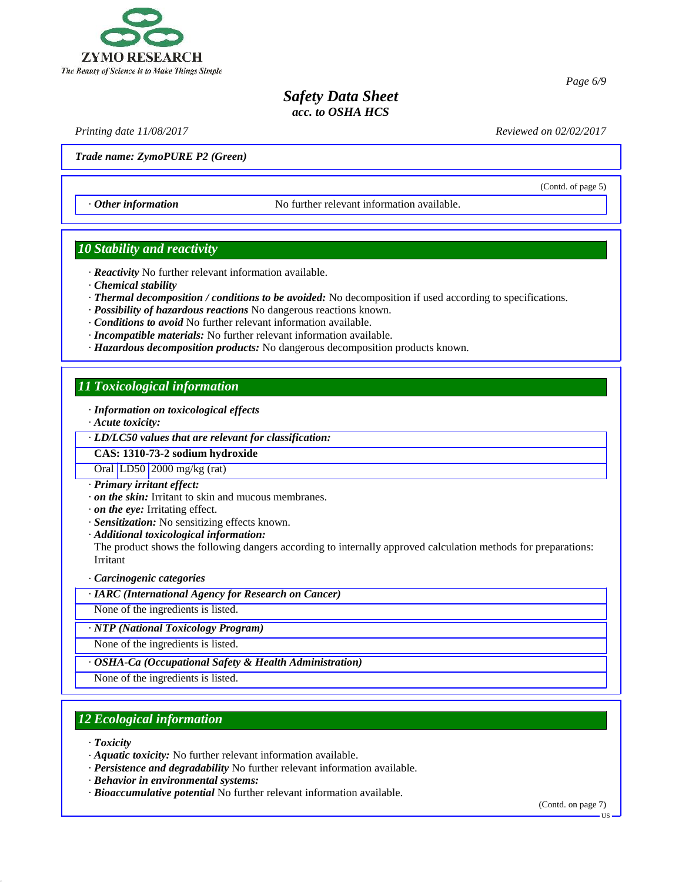Trade name: ZymoPURE P2 (Green)

(Contd. of page 5)

· **Other information** No further relevant information available.

## 10 Stability and reactivity

· **Reactivity** No further relevant information available.
· **Chemical stability**
· **Thermal decomposition / conditions to be avoided:** No decomposition if used according to specifications.
· **Possibility of hazardous reactions** No dangerous reactions known.
· **Conditions to avoid** No further relevant information available.
· **Incompatible materials:** No further relevant information available.
· **Hazardous decomposition products:** No dangerous decomposition products known.

## 11 Toxicological information

· **Information on toxicological effects**
· **Acute toxicity:**

| · LD/LC50 values that are relevant for classification: | | |
|---|---|---|
| **CAS: 1310-73-2 sodium hydroxide** | | |
| Oral | LD50 | 2000 mg/kg (rat) |

· **Primary irritant effect:**
· **on the skin:** Irritant to skin and mucous membranes.
· **on the eye:** Irritating effect.
· **Sensitization:** No sensitizing effects known.
· **Additional toxicological information:**
The product shows the following dangers according to internally approved calculation methods for preparations:
Irritant

· **Carcinogenic categories**

| · IARC (International Agency for Research on Cancer) |
|---|
| None of the ingredients is listed. |

| · NTP (National Toxicology Program) |
|---|
| None of the ingredients is listed. |

| · OSHA-Ca (Occupational Safety & Health Administration) |
|---|
| None of the ingredients is listed. |

## 12 Ecological information

· **Toxicity**
· **Aquatic toxicity:** No further relevant information available.
· **Persistence and degradability** No further relevant information available.
· **Behavior in environmental systems:**
· **Bioaccumulative potential** No further relevant information available.

(Contd. on page 7)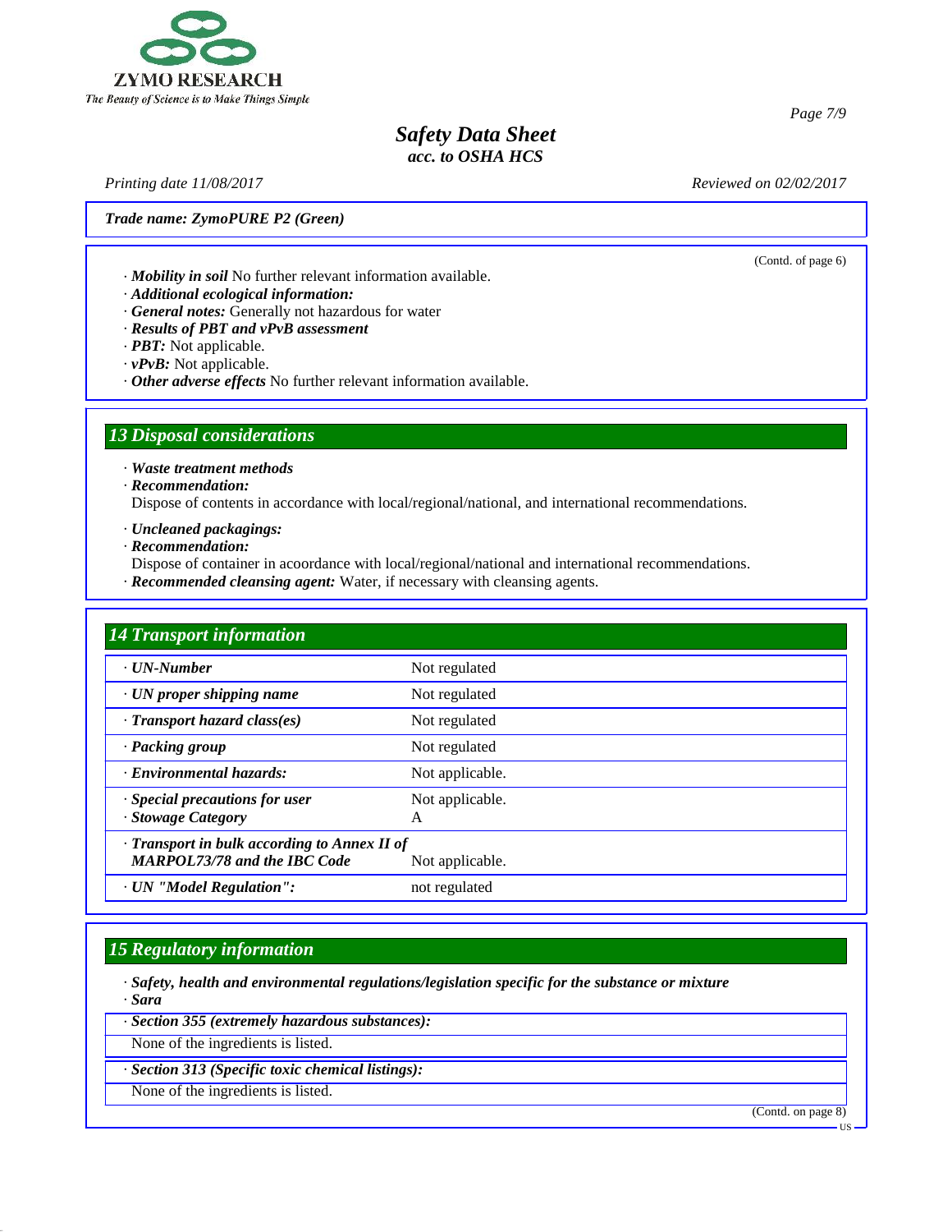Trade name: ZymoPURE P2 (Green)

(Contd. of page 6)

· ***Mobility in soil*** No further relevant information available.
· ***Additional ecological information:***
· ***General notes:*** Generally not hazardous for water
· ***Results of PBT and vPvB assessment***
· ***PBT:*** Not applicable.
· ***vPvB:*** Not applicable.
· ***Other adverse effects*** No further relevant information available.

## 13 Disposal considerations

· ***Waste treatment methods***
· ***Recommendation:***
Dispose of contents in accordance with local/regional/national, and international recommendations.

· ***Uncleaned packagings:***
· ***Recommendation:***
Dispose of container in acoordance with local/regional/national and international recommendations.
· ***Recommended cleansing agent:*** Water, if necessary with cleansing agents.

## 14 Transport information

| | |
|---|---|
| · ***UN-Number*** | Not regulated |
| · ***UN proper shipping name*** | Not regulated |
| · ***Transport hazard class(es)*** | Not regulated |
| · ***Packing group*** | Not regulated |
| · ***Environmental hazards:*** | Not applicable. |
| · ***Special precautions for user*** <br> · ***Stowage Category*** | Not applicable. <br> A |
| · ***Transport in bulk according to Annex II of MARPOL73/78 and the IBC Code*** | Not applicable. |
| · ***UN "Model Regulation":*** | not regulated |

## 15 Regulatory information

· ***Safety, health and environmental regulations/legislation specific for the substance or mixture***
· ***Sara***

· ***Section 355 (extremely hazardous substances):***
None of the ingredients is listed.

· ***Section 313 (Specific toxic chemical listings):***
None of the ingredients is listed.

(Contd. on page 8)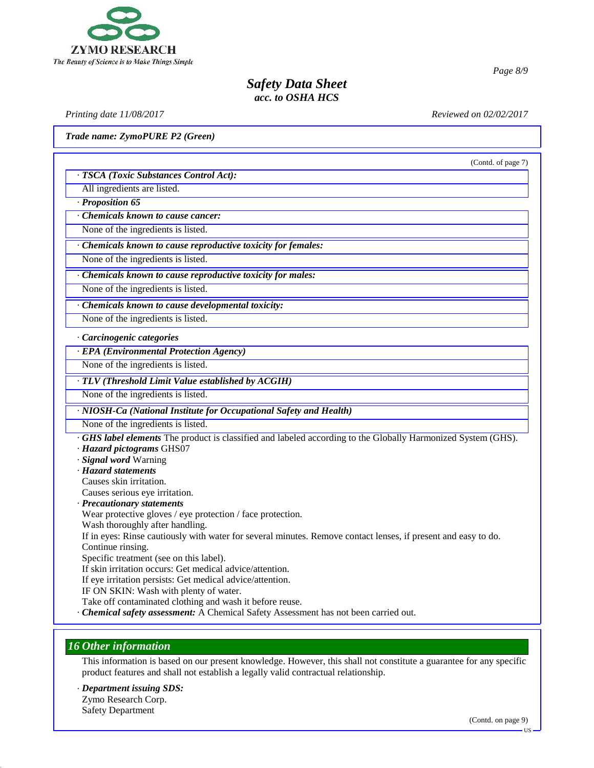(Contd. of page 7)

· **TSCA (Toxic Substances Control Act):**

All ingredients are listed.

· ***Proposition 65***

· ***Chemicals known to cause cancer:***

None of the ingredients is listed.

· ***Chemicals known to cause reproductive toxicity for females:***

None of the ingredients is listed.

· ***Chemicals known to cause reproductive toxicity for males:***

None of the ingredients is listed.

· ***Chemicals known to cause developmental toxicity:***

None of the ingredients is listed.

· ***Carcinogenic categories***

· ***EPA (Environmental Protection Agency)***

None of the ingredients is listed.

· ***TLV (Threshold Limit Value established by ACGIH)***

None of the ingredients is listed.

· ***NIOSH-Ca (National Institute for Occupational Safety and Health)***

None of the ingredients is listed.

· ***GHS label elements*** The product is classified and labeled according to the Globally Harmonized System (GHS).
· ***Hazard pictograms*** GHS07
· ***Signal word*** Warning
· ***Hazard statements***
Causes skin irritation.
Causes serious eye irritation.
· ***Precautionary statements***
Wear protective gloves / eye protection / face protection.
Wash thoroughly after handling.
If in eyes: Rinse cautiously with water for several minutes. Remove contact lenses, if present and easy to do. Continue rinsing.
Specific treatment (see on this label).
If skin irritation occurs: Get medical advice/attention.
If eye irritation persists: Get medical advice/attention.
IF ON SKIN: Wash with plenty of water.
Take off contaminated clothing and wash it before reuse.
· ***Chemical safety assessment:*** A Chemical Safety Assessment has not been carried out.

## *16 Other information*

This information is based on our present knowledge. However, this shall not constitute a guarantee for any specific product features and shall not establish a legally valid contractual relationship.

· ***Department issuing SDS:***
Zymo Research Corp.
Safety Department

(Contd. on page 9)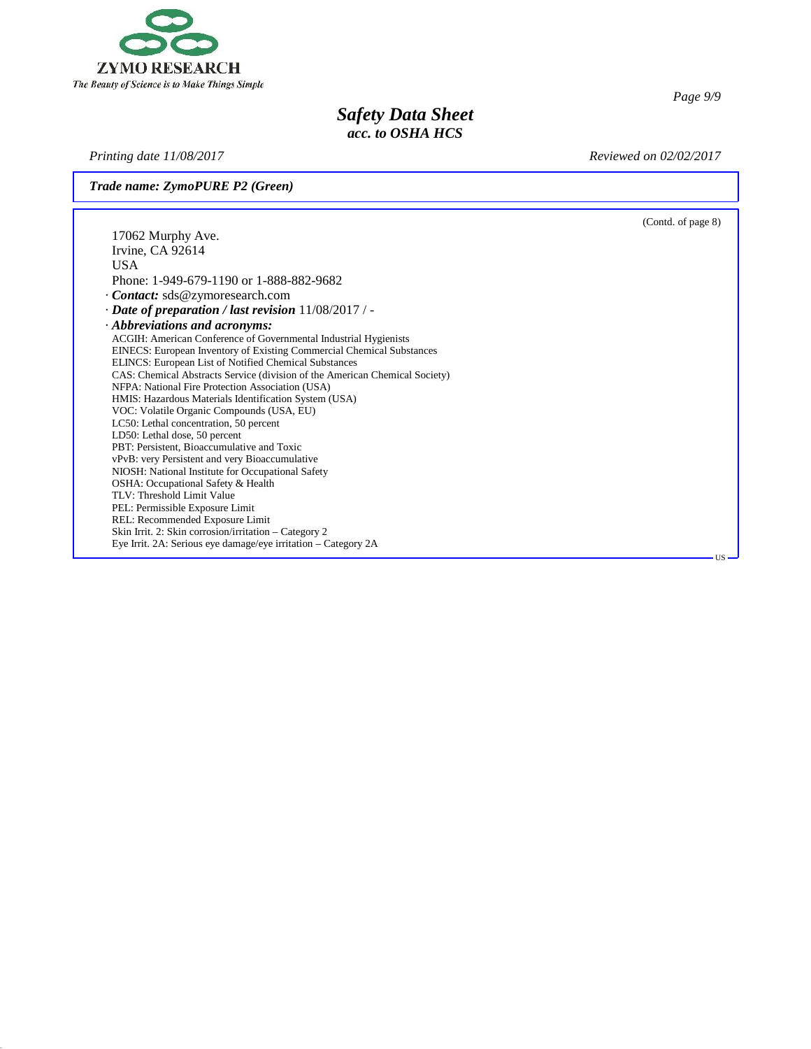*Safety Data Sheet*
*acc. to OSHA HCS*

*Printing date 11/08/2017* *Reviewed on 02/02/2017*

***Trade name: ZymoPURE P2 (Green)***

(Contd. of page 8)

17062 Murphy Ave.
Irvine, CA 92614
USA
Phone: 1-949-679-1190 or 1-888-882-9682

· ***Contact:*** sds@zymoresearch.com

· ***Date of preparation / last revision*** 11/08/2017 / -

· ***Abbreviations and acronyms:***

ACGIH: American Conference of Governmental Industrial Hygienists
EINECS: European Inventory of Existing Commercial Chemical Substances
ELINCS: European List of Notified Chemical Substances
CAS: Chemical Abstracts Service (division of the American Chemical Society)
NFPA: National Fire Protection Association (USA)
HMIS: Hazardous Materials Identification System (USA)
VOC: Volatile Organic Compounds (USA, EU)
LC50: Lethal concentration, 50 percent
LD50: Lethal dose, 50 percent
PBT: Persistent, Bioaccumulative and Toxic
vPvB: very Persistent and very Bioaccumulative
NIOSH: National Institute for Occupational Safety
OSHA: Occupational Safety & Health
TLV: Threshold Limit Value
PEL: Permissible Exposure Limit
REL: Recommended Exposure Limit
Skin Irrit. 2: Skin corrosion/irritation – Category 2
Eye Irrit. 2A: Serious eye damage/eye irritation – Category 2A

US